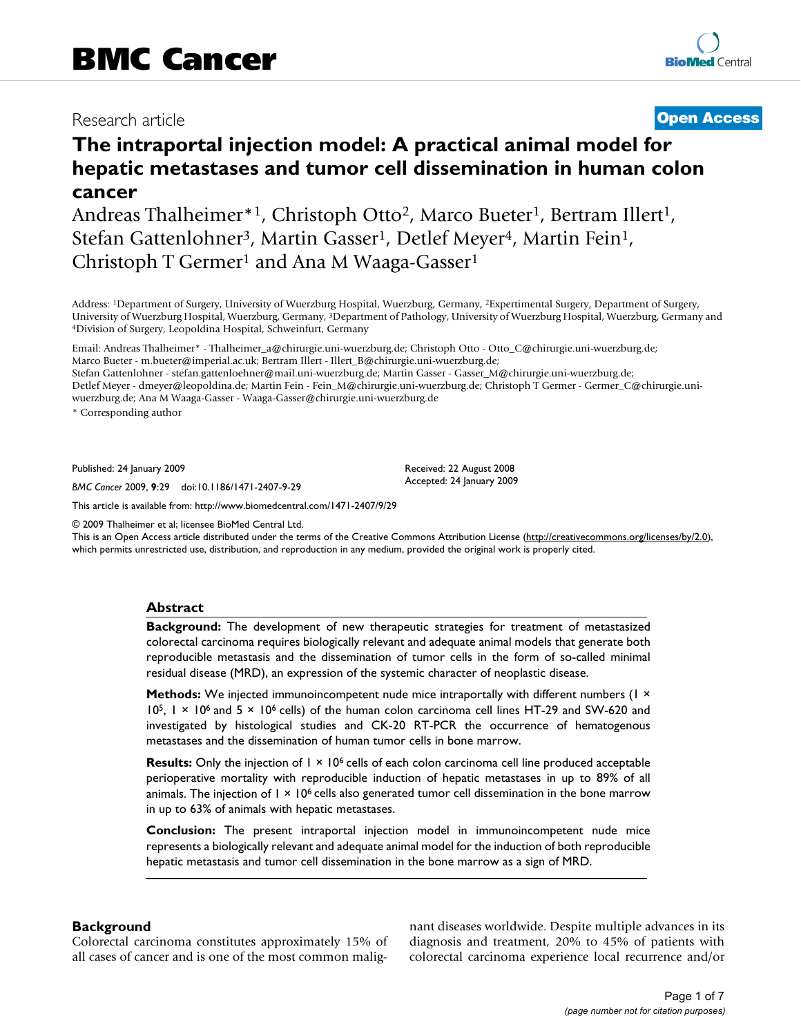BMC Cancer

Research article

**Open Access**

# The intraportal injection model: A practical animal model for hepatic metastases and tumor cell dissemination in human colon cancer

Andreas Thalheimer*[1], Christoph Otto[2], Marco Bueter[1], Bertram Illert[1], Stefan Gattenlohner[3], Martin Gasser[1], Detlef Meyer[4], Martin Fein[1], Christoph T Germer[1] and Ana M Waaga-Gasser[1]

Address: [1]Department of Surgery, University of Wuerzburg Hospital, Wuerzburg, Germany, [2]Expertimental Surgery, Department of Surgery, University of Wuerzburg Hospital, Wuerzburg, Germany, [3]Department of Pathology, University of Wuerzburg Hospital, Wuerzburg, Germany and [4]Division of Surgery, Leopoldina Hospital, Schweinfurt, Germany

Email: Andreas Thalheimer* - Thalheimer_a@chirurgie.uni-wuerzburg.de; Christoph Otto - Otto_C@chirurgie.uni-wuerzburg.de; Marco Bueter - m.bueter@imperial.ac.uk; Bertram Illert - Illert_B@chirurgie.uni-wuerzburg.de; Stefan Gattenlohner - stefan.gattenloehner@mail.uni-wuerzburg.de; Martin Gasser - Gasser_M@chirurgie.uni-wuerzburg.de; Detlef Meyer - dmeyer@leopoldina.de; Martin Fein - Fein_M@chirurgie.uni-wuerzburg.de; Christoph T Germer - Germer_C@chirurgie.uni-wuerzburg.de; Ana M Waaga-Gasser - Waaga-Gasser@chirurgie.uni-wuerzburg.de

* Corresponding author

Published: 24 January 2009

*BMC Cancer* 2009, **9**:29 doi:10.1186/1471-2407-9-29

Received: 22 August 2008
Accepted: 24 January 2009

This article is available from: http://www.biomedcentral.com/1471-2407/9/29

© 2009 Thalheimer et al; licensee BioMed Central Ltd.
This is an Open Access article distributed under the terms of the Creative Commons Attribution License (http://creativecommons.org/licenses/by/2.0), which permits unrestricted use, distribution, and reproduction in any medium, provided the original work is properly cited.

## Abstract

**Background:** The development of new therapeutic strategies for treatment of metastasized colorectal carcinoma requires biologically relevant and adequate animal models that generate both reproducible metastasis and the dissemination of tumor cells in the form of so-called minimal residual disease (MRD), an expression of the systemic character of neoplastic disease.

**Methods:** We injected immunoincompetent nude mice intraportally with different numbers ($1 \times 10^5$, $1 \times 10^6$ and $5 \times 10^6$ cells) of the human colon carcinoma cell lines HT-29 and SW-620 and investigated by histological studies and CK-20 RT-PCR the occurrence of hematogenous metastases and the dissemination of human tumor cells in bone marrow.

**Results:** Only the injection of $1 \times 10^6$ cells of each colon carcinoma cell line produced acceptable perioperative mortality with reproducible induction of hepatic metastases in up to 89% of all animals. The injection of $1 \times 10^6$ cells also generated tumor cell dissemination in the bone marrow in up to 63% of animals with hepatic metastases.

**Conclusion:** The present intraportal injection model in immunoincompetent nude mice represents a biologically relevant and adequate animal model for the induction of both reproducible hepatic metastasis and tumor cell dissemination in the bone marrow as a sign of MRD.

## Background

Colorectal carcinoma constitutes approximately 15% of all cases of cancer and is one of the most common malignant diseases worldwide. Despite multiple advances in its diagnosis and treatment, 20% to 45% of patients with colorectal carcinoma experience local recurrence and/or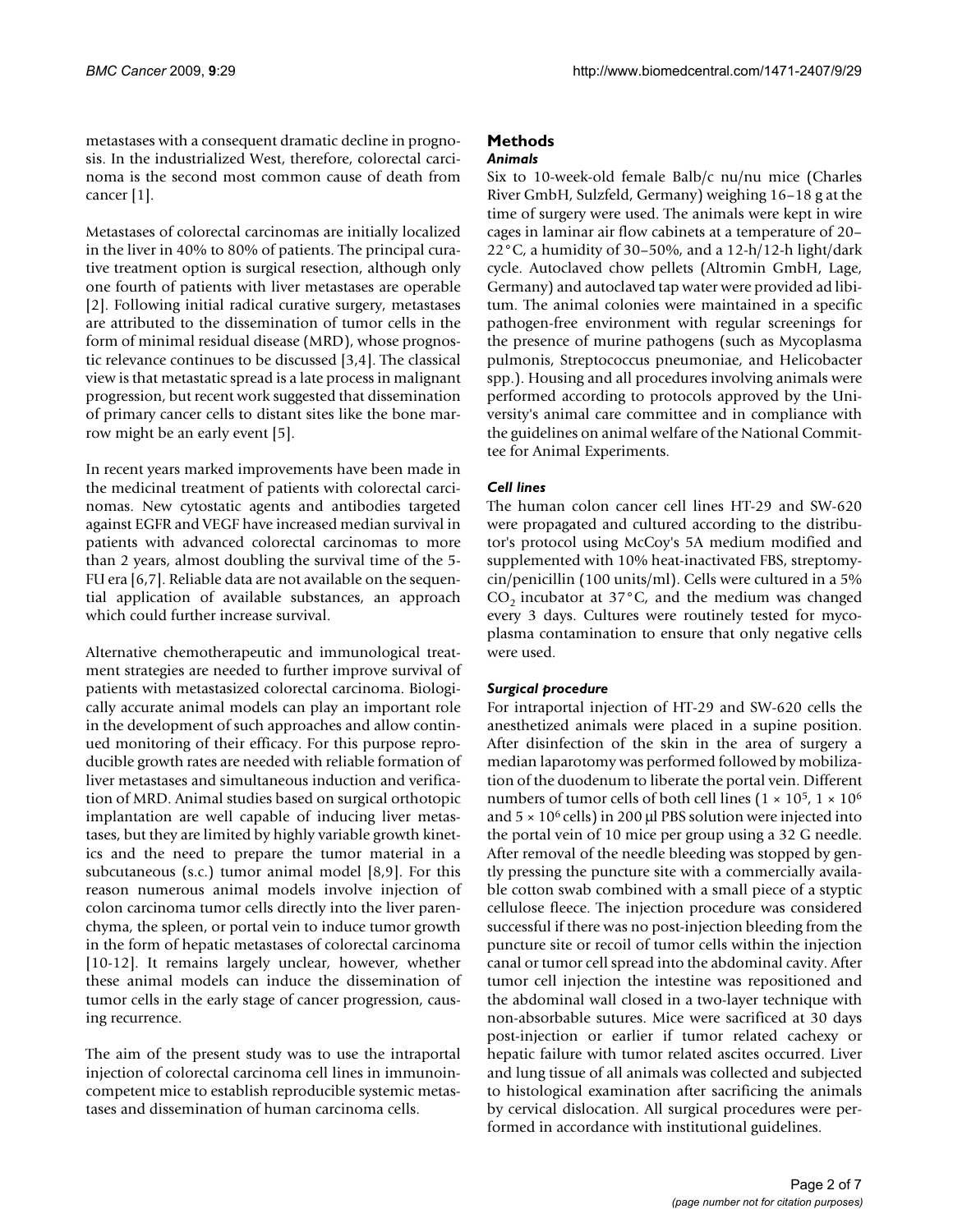metastases with a consequent dramatic decline in prognosis. In the industrialized West, therefore, colorectal carcinoma is the second most common cause of death from cancer [1].

Metastases of colorectal carcinomas are initially localized in the liver in 40% to 80% of patients. The principal curative treatment option is surgical resection, although only one fourth of patients with liver metastases are operable [2]. Following initial radical curative surgery, metastases are attributed to the dissemination of tumor cells in the form of minimal residual disease (MRD), whose prognostic relevance continues to be discussed [3,4]. The classical view is that metastatic spread is a late process in malignant progression, but recent work suggested that dissemination of primary cancer cells to distant sites like the bone marrow might be an early event [5].

In recent years marked improvements have been made in the medicinal treatment of patients with colorectal carcinomas. New cytostatic agents and antibodies targeted against EGFR and VEGF have increased median survival in patients with advanced colorectal carcinomas to more than 2 years, almost doubling the survival time of the 5-FU era [6,7]. Reliable data are not available on the sequential application of available substances, an approach which could further increase survival.

Alternative chemotherapeutic and immunological treatment strategies are needed to further improve survival of patients with metastasized colorectal carcinoma. Biologically accurate animal models can play an important role in the development of such approaches and allow continued monitoring of their efficacy. For this purpose reproducible growth rates are needed with reliable formation of liver metastases and simultaneous induction and verification of MRD. Animal studies based on surgical orthotopic implantation are well capable of inducing liver metastases, but they are limited by highly variable growth kinetics and the need to prepare the tumor material in a subcutaneous (s.c.) tumor animal model [8,9]. For this reason numerous animal models involve injection of colon carcinoma tumor cells directly into the liver parenchyma, the spleen, or portal vein to induce tumor growth in the form of hepatic metastases of colorectal carcinoma [10-12]. It remains largely unclear, however, whether these animal models can induce the dissemination of tumor cells in the early stage of cancer progression, causing recurrence.

The aim of the present study was to use the intraportal injection of colorectal carcinoma cell lines in immunoincompetent mice to establish reproducible systemic metastases and dissemination of human carcinoma cells.

## Methods

### *Animals*

Six to 10-week-old female Balb/c nu/nu mice (Charles River GmbH, Sulzfeld, Germany) weighing 16–18 g at the time of surgery were used. The animals were kept in wire cages in laminar air flow cabinets at a temperature of 20–22°C, a humidity of 30–50%, and a 12-h/12-h light/dark cycle. Autoclaved chow pellets (Altromin GmbH, Lage, Germany) and autoclaved tap water were provided ad libitum. The animal colonies were maintained in a specific pathogen-free environment with regular screenings for the presence of murine pathogens (such as Mycoplasma pulmonis, Streptococcus pneumoniae, and Helicobacter spp.). Housing and all procedures involving animals were performed according to protocols approved by the University's animal care committee and in compliance with the guidelines on animal welfare of the National Committee for Animal Experiments.

### *Cell lines*

The human colon cancer cell lines HT-29 and SW-620 were propagated and cultured according to the distributor's protocol using McCoy's 5A medium modified and supplemented with 10% heat-inactivated FBS, streptomycin/penicillin (100 units/ml). Cells were cultured in a 5% $CO_2$ incubator at 37°C, and the medium was changed every 3 days. Cultures were routinely tested for mycoplasma contamination to ensure that only negative cells were used.

### *Surgical procedure*

For intraportal injection of HT-29 and SW-620 cells the anesthetized animals were placed in a supine position. After disinfection of the skin in the area of surgery a median laparotomy was performed followed by mobilization of the duodenum to liberate the portal vein. Different numbers of tumor cells of both cell lines ($1 \times 10^5$, $1 \times 10^6$ and $5 \times 10^6$ cells) in 200 μl PBS solution were injected into the portal vein of 10 mice per group using a 32 G needle. After removal of the needle bleeding was stopped by gently pressing the puncture site with a commercially available cotton swab combined with a small piece of a styptic cellulose fleece. The injection procedure was considered successful if there was no post-injection bleeding from the puncture site or recoil of tumor cells within the injection canal or tumor cell spread into the abdominal cavity. After tumor cell injection the intestine was repositioned and the abdominal wall closed in a two-layer technique with non-absorbable sutures. Mice were sacrificed at 30 days post-injection or earlier if tumor related cachexy or hepatic failure with tumor related ascites occurred. Liver and lung tissue of all animals was collected and subjected to histological examination after sacrificing the animals by cervical dislocation. All surgical procedures were performed in accordance with institutional guidelines.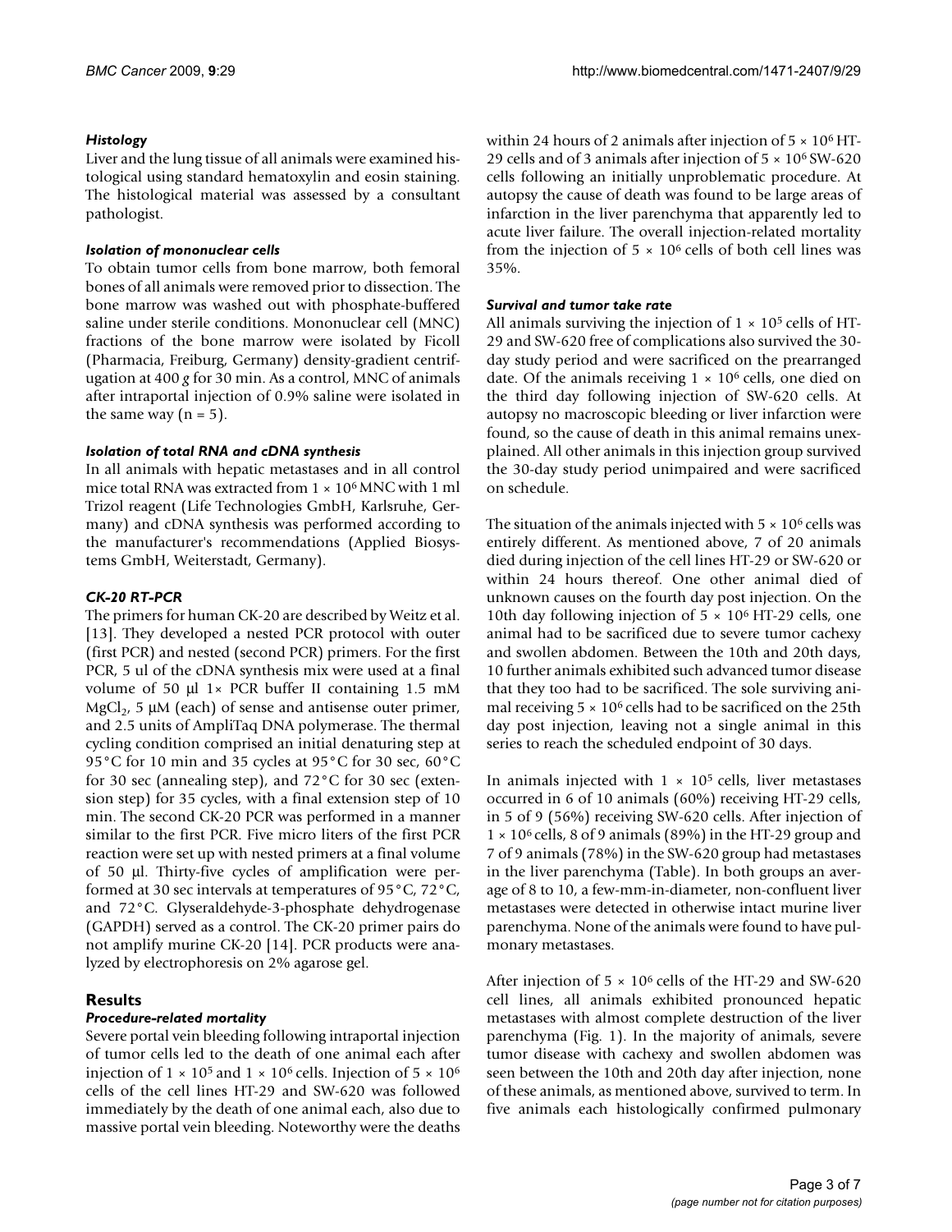### *Histology*

Liver and the lung tissue of all animals were examined histological using standard hematoxylin and eosin staining. The histological material was assessed by a consultant pathologist.

### *Isolation of mononuclear cells*

To obtain tumor cells from bone marrow, both femoral bones of all animals were removed prior to dissection. The bone marrow was washed out with phosphate-buffered saline under sterile conditions. Mononuclear cell (MNC) fractions of the bone marrow were isolated by Ficoll (Pharmacia, Freiburg, Germany) density-gradient centrifugation at 400 *g* for 30 min. As a control, MNC of animals after intraportal injection of 0.9% saline were isolated in the same way ($n = 5$).

### *Isolation of total RNA and cDNA synthesis*

In all animals with hepatic metastases and in all control mice total RNA was extracted from $1 \times 10^6$ MNC with 1 ml Trizol reagent (Life Technologies GmbH, Karlsruhe, Germany) and cDNA synthesis was performed according to the manufacturer's recommendations (Applied Biosystems GmbH, Weiterstadt, Germany).

### *CK-20 RT-PCR*

The primers for human CK-20 are described by Weitz et al. [13]. They developed a nested PCR protocol with outer (first PCR) and nested (second PCR) primers. For the first PCR, 5 ul of the cDNA synthesis mix were used at a final volume of 50 μl 1× PCR buffer II containing 1.5 mM $MgCl_2$, 5 μM (each) of sense and antisense outer primer, and 2.5 units of AmpliTaq DNA polymerase. The thermal cycling condition comprised an initial denaturing step at 95°C for 10 min and 35 cycles at 95°C for 30 sec, 60°C for 30 sec (annealing step), and 72°C for 30 sec (extension step) for 35 cycles, with a final extension step of 10 min. The second CK-20 PCR was performed in a manner similar to the first PCR. Five micro liters of the first PCR reaction were set up with nested primers at a final volume of 50 μl. Thirty-five cycles of amplification were performed at 30 sec intervals at temperatures of 95°C, 72°C, and 72°C. Glyseraldehyde-3-phosphate dehydrogenase (GAPDH) served as a control. The CK-20 primer pairs do not amplify murine CK-20 [14]. PCR products were analyzed by electrophoresis on 2% agarose gel.

## Results

### *Procedure-related mortality*

Severe portal vein bleeding following intraportal injection of tumor cells led to the death of one animal each after injection of $1 \times 10^5$ and $1 \times 10^6$ cells. Injection of $5 \times 10^6$ cells of the cell lines HT-29 and SW-620 was followed immediately by the death of one animal each, also due to massive portal vein bleeding. Noteworthy were the deaths within 24 hours of 2 animals after injection of $5 \times 10^6$ HT-29 cells and of 3 animals after injection of $5 \times 10^6$ SW-620 cells following an initially unproblematic procedure. At autopsy the cause of death was found to be large areas of infarction in the liver parenchyma that apparently led to acute liver failure. The overall injection-related mortality from the injection of $5 \times 10^6$ cells of both cell lines was 35%.

### *Survival and tumor take rate*

All animals surviving the injection of $1 \times 10^5$ cells of HT-29 and SW-620 free of complications also survived the 30-day study period and were sacrificed on the prearranged date. Of the animals receiving $1 \times 10^6$ cells, one died on the third day following injection of SW-620 cells. At autopsy no macroscopic bleeding or liver infarction were found, so the cause of death in this animal remains unexplained. All other animals in this injection group survived the 30-day study period unimpaired and were sacrificed on schedule.

The situation of the animals injected with $5 \times 10^6$ cells was entirely different. As mentioned above, 7 of 20 animals died during injection of the cell lines HT-29 or SW-620 or within 24 hours thereof. One other animal died of unknown causes on the fourth day post injection. On the 10th day following injection of $5 \times 10^6$ HT-29 cells, one animal had to be sacrificed due to severe tumor cachexy and swollen abdomen. Between the 10th and 20th days, 10 further animals exhibited such advanced tumor disease that they too had to be sacrificed. The sole surviving animal receiving $5 \times 10^6$ cells had to be sacrificed on the 25th day post injection, leaving not a single animal in this series to reach the scheduled endpoint of 30 days.

In animals injected with $1 \times 10^5$ cells, liver metastases occurred in 6 of 10 animals (60%) receiving HT-29 cells, in 5 of 9 (56%) receiving SW-620 cells. After injection of $1 \times 10^6$ cells, 8 of 9 animals (89%) in the HT-29 group and 7 of 9 animals (78%) in the SW-620 group had metastases in the liver parenchyma (Table). In both groups an average of 8 to 10, a few-mm-in-diameter, non-confluent liver metastases were detected in otherwise intact murine liver parenchyma. None of the animals were found to have pulmonary metastases.

After injection of $5 \times 10^6$ cells of the HT-29 and SW-620 cell lines, all animals exhibited pronounced hepatic metastases with almost complete destruction of the liver parenchyma (Fig. 1). In the majority of animals, severe tumor disease with cachexy and swollen abdomen was seen between the 10th and 20th day after injection, none of these animals, as mentioned above, survived to term. In five animals each histologically confirmed pulmonary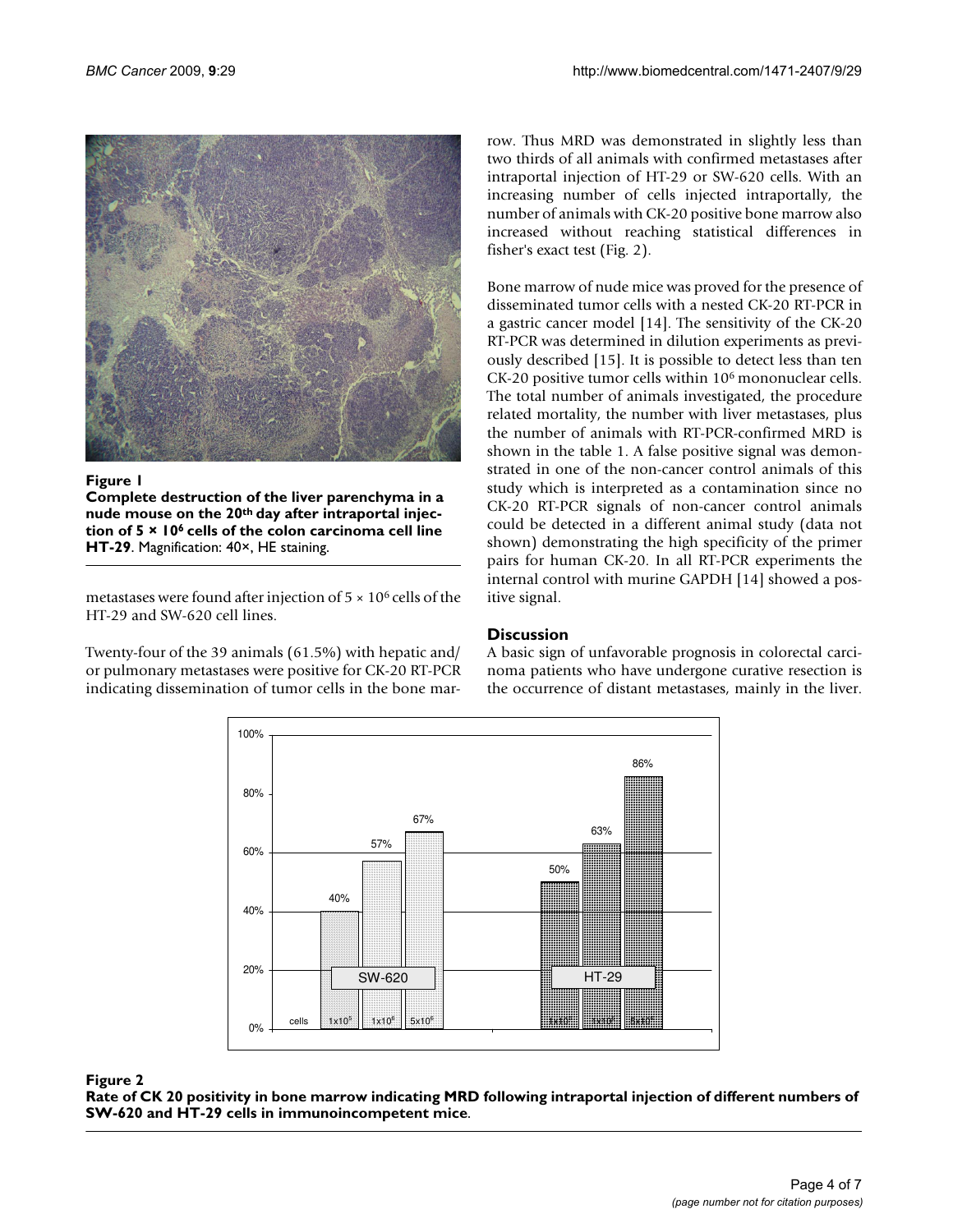**Figure 1**

**Complete destruction of the liver parenchyma in a nude mouse on the 20th day after intraportal injection of 5 × 10$^6$ cells of the colon carcinoma cell line HT-29**. Magnification: 40×, HE staining.

metastases were found after injection of 5 × 10$^6$ cells of the HT-29 and SW-620 cell lines.

Twenty-four of the 39 animals (61.5%) with hepatic and/or pulmonary metastases were positive for CK-20 RT-PCR indicating dissemination of tumor cells in the bone marrow. Thus MRD was demonstrated in slightly less than two thirds of all animals with confirmed metastases after intraportal injection of HT-29 or SW-620 cells. With an increasing number of cells injected intraportally, the number of animals with CK-20 positive bone marrow also increased without reaching statistical differences in fisher's exact test (Fig. 2).

Bone marrow of nude mice was proved for the presence of disseminated tumor cells with a nested CK-20 RT-PCR in a gastric cancer model [14]. The sensitivity of the CK-20 RT-PCR was determined in dilution experiments as previously described [15]. It is possible to detect less than ten CK-20 positive tumor cells within 10$^6$ mononuclear cells. The total number of animals investigated, the procedure related mortality, the number with liver metastases, plus the number of animals with RT-PCR-confirmed MRD is shown in the table 1. A false positive signal was demonstrated in one of the non-cancer control animals of this study which is interpreted as a contamination since no CK-20 RT-PCR signals of non-cancer control animals could be detected in a different animal study (data not shown) demonstrating the high specificity of the primer pairs for human CK-20. In all RT-PCR experiments the internal control with murine GAPDH [14] showed a positive signal.

## Discussion

A basic sign of unfavorable prognosis in colorectal carcinoma patients who have undergone curative resection is the occurrence of distant metastases, mainly in the liver.

**Figure 2**

**Rate of CK 20 positivity in bone marrow indicating MRD following intraportal injection of different numbers of SW-620 and HT-29 cells in immunoincompetent mice**.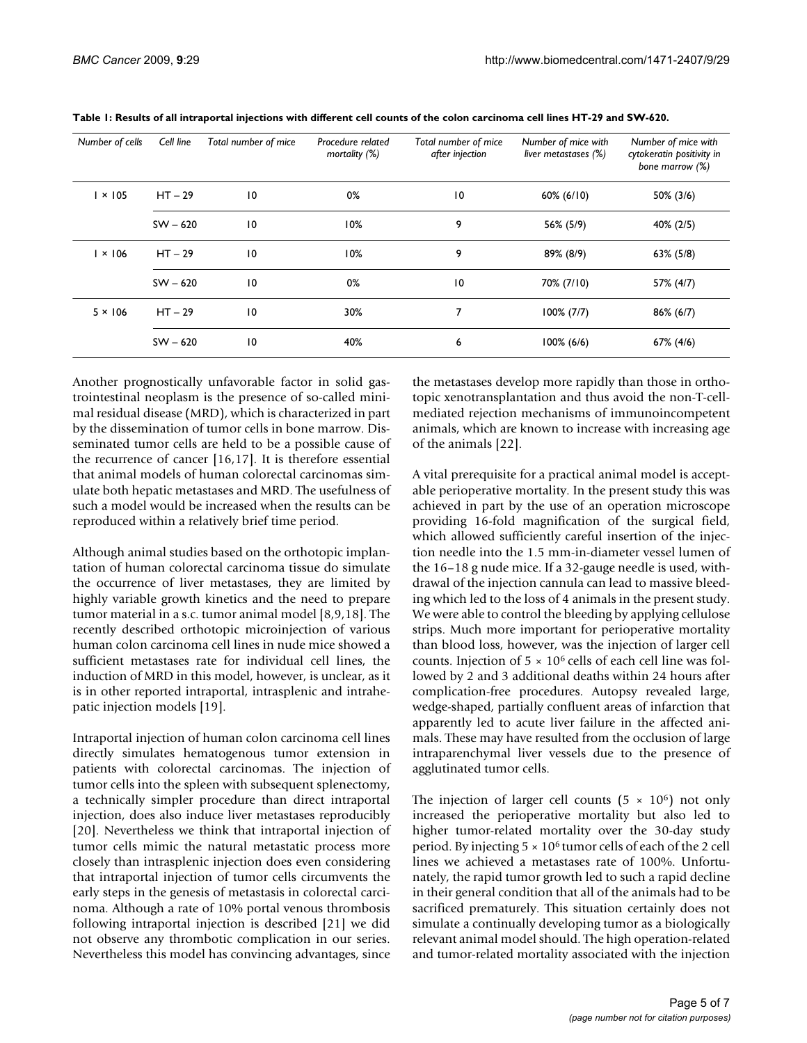**Table 1: Results of all intraportal injections with different cell counts of the colon carcinoma cell lines HT-29 and SW-620.**

| Number of cells | Cell line | Total number of mice | Procedure related mortality (%) | Total number of mice after injection | Number of mice with liver metastases (%) | Number of mice with cytokeratin positivity in bone marrow (%) |
| --- | --- | --- | --- | --- | --- | --- |
| $1 \times 10^5$ | HT – 29 | 10 | 0% | 10 | 60% (6/10) | 50% (3/6) |
| | SW – 620 | 10 | 10% | 9 | 56% (5/9) | 40% (2/5) |
| $1 \times 10^6$ | HT – 29 | 10 | 10% | 9 | 89% (8/9) | 63% (5/8) |
| | SW – 620 | 10 | 0% | 10 | 70% (7/10) | 57% (4/7) |
| $5 \times 10^6$ | HT – 29 | 10 | 30% | 7 | 100% (7/7) | 86% (6/7) |
| | SW – 620 | 10 | 40% | 6 | 100% (6/6) | 67% (4/6) |

Another prognostically unfavorable factor in solid gastrointestinal neoplasm is the presence of so-called minimal residual disease (MRD), which is characterized in part by the dissemination of tumor cells in bone marrow. Disseminated tumor cells are held to be a possible cause of the recurrence of cancer [16,17]. It is therefore essential that animal models of human colorectal carcinomas simulate both hepatic metastases and MRD. The usefulness of such a model would be increased when the results can be reproduced within a relatively brief time period.

Although animal studies based on the orthotopic implantation of human colorectal carcinoma tissue do simulate the occurrence of liver metastases, they are limited by highly variable growth kinetics and the need to prepare tumor material in a s.c. tumor animal model [8,9,18]. The recently described orthotopic microinjection of various human colon carcinoma cell lines in nude mice showed a sufficient metastases rate for individual cell lines, the induction of MRD in this model, however, is unclear, as it is in other reported intraportal, intrasplenic and intrahepatic injection models [19].

Intraportal injection of human colon carcinoma cell lines directly simulates hematogenous tumor extension in patients with colorectal carcinomas. The injection of tumor cells into the spleen with subsequent splenectomy, a technically simpler procedure than direct intraportal injection, does also induce liver metastases reproducibly [20]. Nevertheless we think that intraportal injection of tumor cells mimic the natural metastatic process more closely than intrasplenic injection does even considering that intraportal injection of tumor cells circumvents the early steps in the genesis of metastasis in colorectal carcinoma. Although a rate of 10% portal venous thrombosis following intraportal injection is described [21] we did not observe any thrombotic complication in our series. Nevertheless this model has convincing advantages, since the metastases develop more rapidly than those in orthotopic xenotransplantation and thus avoid the non-T-cell-mediated rejection mechanisms of immunoincompetent animals, which are known to increase with increasing age of the animals [22].

A vital prerequisite for a practical animal model is acceptable perioperative mortality. In the present study this was achieved in part by the use of an operation microscope providing 16-fold magnification of the surgical field, which allowed sufficiently careful insertion of the injection needle into the 1.5 mm-in-diameter vessel lumen of the 16–18 g nude mice. If a 32-gauge needle is used, withdrawal of the injection cannula can lead to massive bleeding which led to the loss of 4 animals in the present study. We were able to control the bleeding by applying cellulose strips. Much more important for perioperative mortality than blood loss, however, was the injection of larger cell counts. Injection of $5 \times 10^6$ cells of each cell line was followed by 2 and 3 additional deaths within 24 hours after complication-free procedures. Autopsy revealed large, wedge-shaped, partially confluent areas of infarction that apparently led to acute liver failure in the affected animals. These may have resulted from the occlusion of large intraparenchymal liver vessels due to the presence of agglutinated tumor cells.

The injection of larger cell counts ($5 \times 10^6$) not only increased the perioperative mortality but also led to higher tumor-related mortality over the 30-day study period. By injecting $5 \times 10^6$ tumor cells of each of the 2 cell lines we achieved a metastases rate of 100%. Unfortunately, the rapid tumor growth led to such a rapid decline in their general condition that all of the animals had to be sacrificed prematurely. This situation certainly does not simulate a continually developing tumor as a biologically relevant animal model should. The high operation-related and tumor-related mortality associated with the injection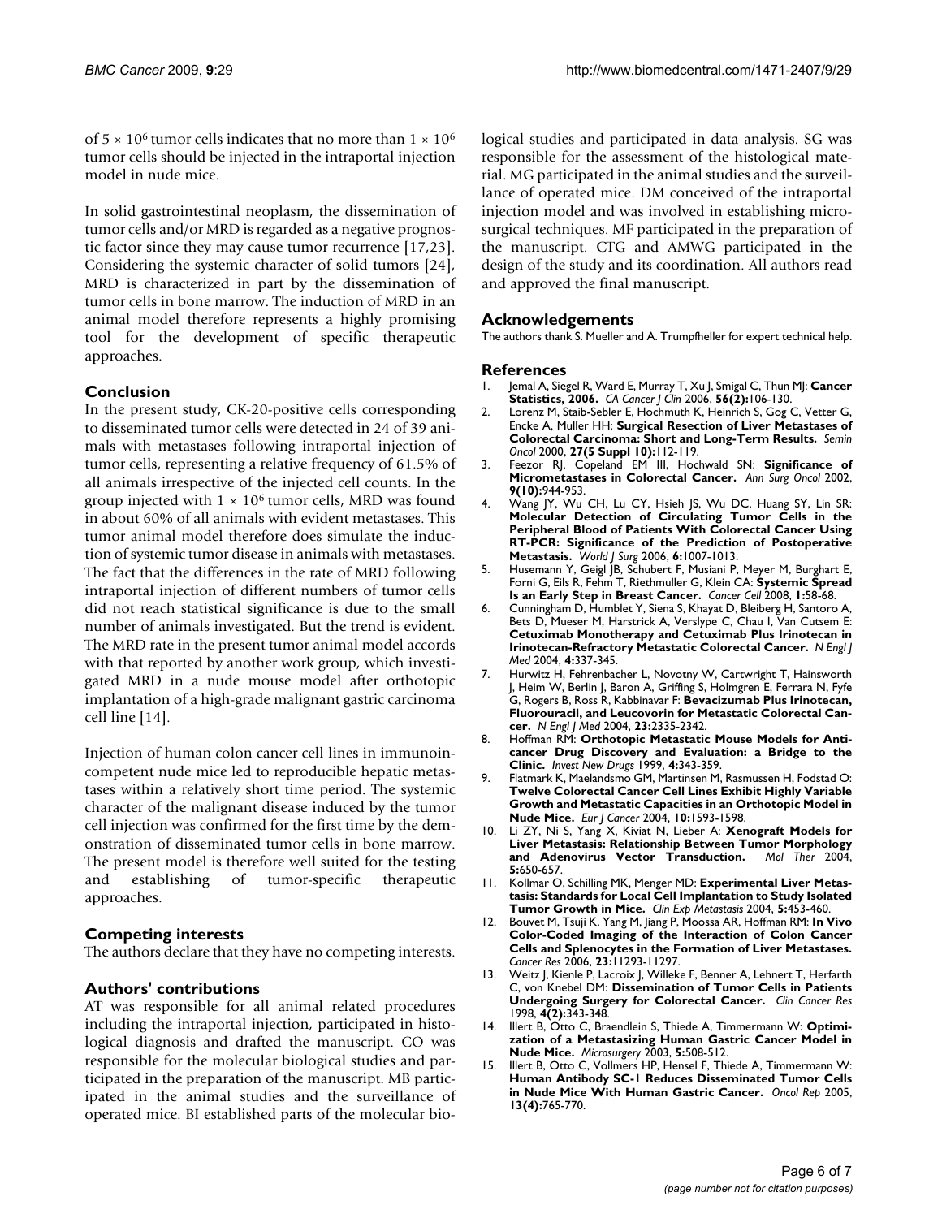of $5 \times 10^6$ tumor cells indicates that no more than $1 \times 10^6$ tumor cells should be injected in the intraportal injection model in nude mice.

In solid gastrointestinal neoplasm, the dissemination of tumor cells and/or MRD is regarded as a negative prognostic factor since they may cause tumor recurrence [17,23]. Considering the systemic character of solid tumors [24], MRD is characterized in part by the dissemination of tumor cells in bone marrow. The induction of MRD in an animal model therefore represents a highly promising tool for the development of specific therapeutic approaches.

## Conclusion

In the present study, CK-20-positive cells corresponding to disseminated tumor cells were detected in 24 of 39 animals with metastases following intraportal injection of tumor cells, representing a relative frequency of 61.5% of all animals irrespective of the injected cell counts. In the group injected with $1 \times 10^6$ tumor cells, MRD was found in about 60% of all animals with evident metastases. This tumor animal model therefore does simulate the induction of systemic tumor disease in animals with metastases. The fact that the differences in the rate of MRD following intraportal injection of different numbers of tumor cells did not reach statistical significance is due to the small number of animals investigated. But the trend is evident. The MRD rate in the present tumor animal model accords with that reported by another work group, which investigated MRD in a nude mouse model after orthotopic implantation of a high-grade malignant gastric carcinoma cell line [14].

Injection of human colon cancer cell lines in immunoincompetent nude mice led to reproducible hepatic metastases within a relatively short time period. The systemic character of the malignant disease induced by the tumor cell injection was confirmed for the first time by the demonstration of disseminated tumor cells in bone marrow. The present model is therefore well suited for the testing and establishing of tumor-specific therapeutic approaches.

## Competing interests

The authors declare that they have no competing interests.

## Authors' contributions

AT was responsible for all animal related procedures including the intraportal injection, participated in histological diagnosis and drafted the manuscript. CO was responsible for the molecular biological studies and participated in the preparation of the manuscript. MB participated in the animal studies and the surveillance of operated mice. BI established parts of the molecular biological studies and participated in data analysis. SG was responsible for the assessment of the histological material. MG participated in the animal studies and the surveillance of operated mice. DM conceived of the intraportal injection model and was involved in establishing microsurgical techniques. MF participated in the preparation of the manuscript. CTG and AMWG participated in the design of the study and its coordination. All authors read and approved the final manuscript.

## Acknowledgements

The authors thank S. Mueller and A. Trumpfheller for expert technical help.

## References

1. Jemal A, Siegel R, Ward E, Murray T, Xu J, Smigal C, Thun MJ: **Cancer Statistics, 2006.** *CA Cancer J Clin* 2006, **56(2):**106-130.
2. Lorenz M, Staib-Sebler E, Hochmuth K, Heinrich S, Gog C, Vetter G, Encke A, Muller HH: **Surgical Resection of Liver Metastases of Colorectal Carcinoma: Short and Long-Term Results.** *Semin Oncol* 2000, **27(5 Suppl 10):**112-119.
3. Feezor RJ, Copeland EM III, Hochwald SN: **Significance of Micrometastases in Colorectal Cancer.** *Ann Surg Oncol* 2002, **9(10):**944-953.
4. Wang JY, Wu CH, Lu CY, Hsieh JS, Wu DC, Huang SY, Lin SR: **Molecular Detection of Circulating Tumor Cells in the Peripheral Blood of Patients With Colorectal Cancer Using RT-PCR: Significance of the Prediction of Postoperative Metastasis.** *World J Surg* 2006, **6:**1007-1013.
5. Husemann Y, Geigl JB, Schubert F, Musiani P, Meyer M, Burghart E, Forni G, Eils R, Fehm T, Riethmuller G, Klein CA: **Systemic Spread Is an Early Step in Breast Cancer.** *Cancer Cell* 2008, **1:**58-68.
6. Cunningham D, Humblet Y, Siena S, Khayat D, Bleiberg H, Santoro A, Bets D, Mueser M, Harstrick A, Verslype C, Chau I, Van Cutsem E: **Cetuximab Monotherapy and Cetuximab Plus Irinotecan in Irinotecan-Refractory Metastatic Colorectal Cancer.** *N Engl J Med* 2004, **4:**337-345.
7. Hurwitz H, Fehrenbacher L, Novotny W, Cartwright T, Hainsworth J, Heim W, Berlin J, Baron A, Griffing S, Holmgren E, Ferrara N, Fyfe G, Rogers B, Ross R, Kabbinavar F: **Bevacizumab Plus Irinotecan, Fluorouracil, and Leucovorin for Metastatic Colorectal Cancer.** *N Engl J Med* 2004, **23:**2335-2342.
8. Hoffman RM: **Orthotopic Metastatic Mouse Models for Anticancer Drug Discovery and Evaluation: a Bridge to the Clinic.** *Invest New Drugs* 1999, **4:**343-359.
9. Flatmark K, Maelandsmo GM, Martinsen M, Rasmussen H, Fodstad O: **Twelve Colorectal Cancer Cell Lines Exhibit Highly Variable Growth and Metastatic Capacities in an Orthotopic Model in Nude Mice.** *Eur J Cancer* 2004, **10:**1593-1598.
10. Li ZY, Ni S, Yang X, Kiviat N, Lieber A: **Xenograft Models for Liver Metastasis: Relationship Between Tumor Morphology and Adenovirus Vector Transduction.** *Mol Ther* 2004, **5:**650-657.
11. Kollmar O, Schilling MK, Menger MD: **Experimental Liver Metastasis: Standards for Local Cell Implantation to Study Isolated Tumor Growth in Mice.** *Clin Exp Metastasis* 2004, **5:**453-460.
12. Bouvet M, Tsuji K, Yang M, Jiang P, Moossa AR, Hoffman RM: **In Vivo Color-Coded Imaging of the Interaction of Colon Cancer Cells and Splenocytes in the Formation of Liver Metastases.** *Cancer Res* 2006, **23:**11293-11297.
13. Weitz J, Kienle P, Lacroix J, Willeke F, Benner A, Lehnert T, Herfarth C, von Knebel DM: **Dissemination of Tumor Cells in Patients Undergoing Surgery for Colorectal Cancer.** *Clin Cancer Res* 1998, **4(2):**343-348.
14. Illert B, Otto C, Braendlein S, Thiede A, Timmermann W: **Optimization of a Metastasizing Human Gastric Cancer Model in Nude Mice.** *Microsurgery* 2003, **5:**508-512.
15. Illert B, Otto C, Vollmers HP, Hensel F, Thiede A, Timmermann W: **Human Antibody SC-1 Reduces Disseminated Tumor Cells in Nude Mice With Human Gastric Cancer.** *Oncol Rep* 2005, **13(4):**765-770.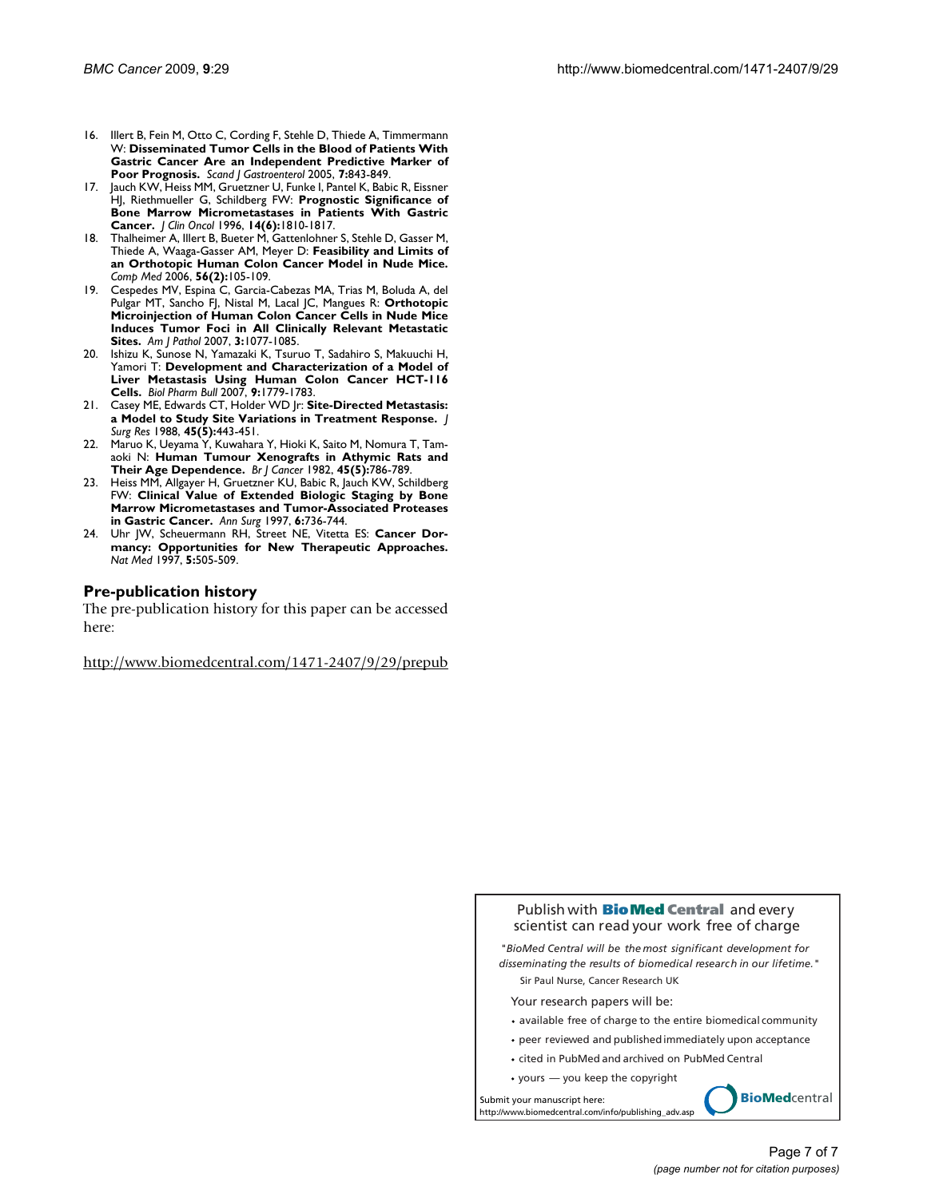16. Illert B, Fein M, Otto C, Cording F, Stehle D, Thiede A, Timmermann W: **Disseminated Tumor Cells in the Blood of Patients With Gastric Cancer Are an Independent Predictive Marker of Poor Prognosis.** *Scand J Gastroenterol* 2005, **7:**843-849.
17. Jauch KW, Heiss MM, Gruetzner U, Funke I, Pantel K, Babic R, Eissner HJ, Riethmueller G, Schildberg FW: **Prognostic Significance of Bone Marrow Micrometastases in Patients With Gastric Cancer.** *J Clin Oncol* 1996, **14(6):**1810-1817.
18. Thalheimer A, Illert B, Bueter M, Gattenlohner S, Stehle D, Gasser M, Thiede A, Waaga-Gasser AM, Meyer D: **Feasibility and Limits of an Orthotopic Human Colon Cancer Model in Nude Mice.** *Comp Med* 2006, **56(2):**105-109.
19. Cespedes MV, Espina C, Garcia-Cabezas MA, Trias M, Boluda A, del Pulgar MT, Sancho FJ, Nistal M, Lacal JC, Mangues R: **Orthotopic Microinjection of Human Colon Cancer Cells in Nude Mice Induces Tumor Foci in All Clinically Relevant Metastatic Sites.** *Am J Pathol* 2007, **3:**1077-1085.
20. Ishizu K, Sunose N, Yamazaki K, Tsuruo T, Sadahiro S, Makuuchi H, Yamori T: **Development and Characterization of a Model of Liver Metastasis Using Human Colon Cancer HCT-116 Cells.** *Biol Pharm Bull* 2007, **9:**1779-1783.
21. Casey ME, Edwards CT, Holder WD Jr: **Site-Directed Metastasis: a Model to Study Site Variations in Treatment Response.** *J Surg Res* 1988, **45(5):**443-451.
22. Maruo K, Ueyama Y, Kuwahara Y, Hioki K, Saito M, Nomura T, Tamaoki N: **Human Tumour Xenografts in Athymic Rats and Their Age Dependence.** *Br J Cancer* 1982, **45(5):**786-789.
23. Heiss MM, Allgayer H, Gruetzner KU, Babic R, Jauch KW, Schildberg FW: **Clinical Value of Extended Biologic Staging by Bone Marrow Micrometastases and Tumor-Associated Proteases in Gastric Cancer.** *Ann Surg* 1997, **6:**736-744.
24. Uhr JW, Scheuermann RH, Street NE, Vitetta ES: **Cancer Dormancy: Opportunities for New Therapeutic Approaches.** *Nat Med* 1997, **5:**505-509.

## Pre-publication history

The pre-publication history for this paper can be accessed here:

http://www.biomedcentral.com/1471-2407/9/29/prepub

Publish with **BioMed Central** and every scientist can read your work free of charge

*"BioMed Central will be the most significant development for disseminating the results of biomedical research in our lifetime."*
Sir Paul Nurse, Cancer Research UK

Your research papers will be:

- available free of charge to the entire biomedical community
- peer reviewed and published immediately upon acceptance
- cited in PubMed and archived on PubMed Central
- yours — you keep the copyright

Submit your manuscript here:
http://www.biomedcentral.com/info/publishing_adv.asp

**BioMed**central